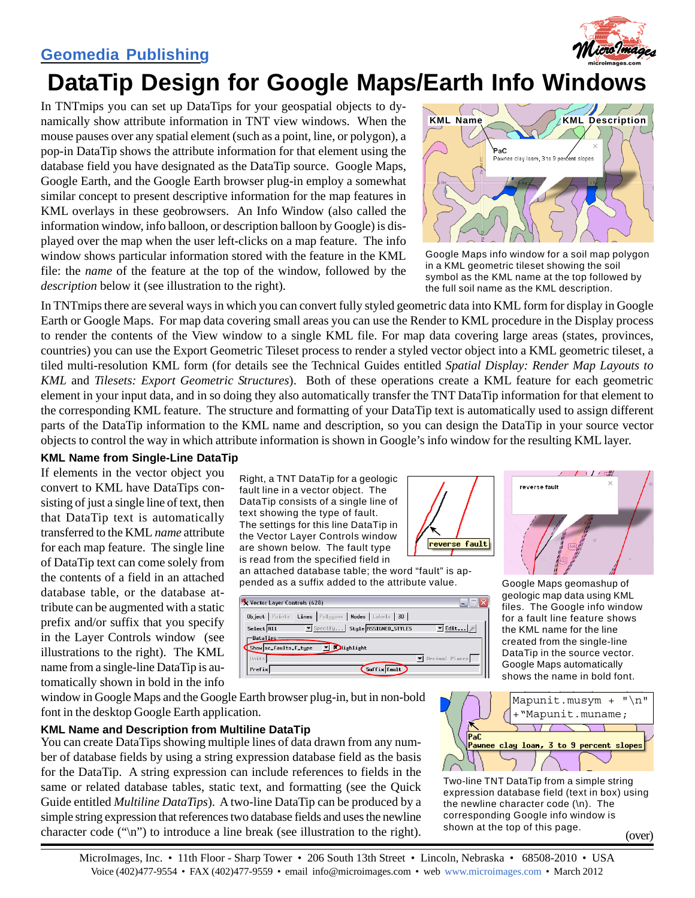Geomedia Publishing

# DataTip Design for Google Maps/Earth Info Windows

In TNTmips you can set up DataTips for your geospatial objects to dynamically show attribute information in TNT view windows. When the mouse pauses over any spatial element (such as a point, line, or polygon), a pop-in DataTip shows the attribute information for that element using the database field you have designated as the DataTip source. Google Maps, Google Earth, and the Google Earth browser plug-in employ a somewhat similar concept to present descriptive information for the map features in KML overlays in these geobrowsers. An Info Window (also called the information window, info balloon, or description balloon by Google) is displayed over the map when the user left-clicks on a map feature. The info window shows particular information stored with the feature in the KML file: the *name* of the feature at the top of the window, followed by the *description* below it (see illustration to the right).

Google Maps info window for a soil map polygon in a KML geometric tileset showing the soil symbol as the KML name at the top followed by the full soil name as the KML description.

In TNTmips there are several ways in which you can convert fully styled geometric data into KML form for display in Google Earth or Google Maps. For map data covering small areas you can use the Render to KML procedure in the Display process to render the contents of the View window to a single KML file. For map data covering large areas (states, provinces, countries) you can use the Export Geometric Tileset process to render a styled vector object into a KML geometric tileset, a tiled multi-resolution KML form (for details see the Technical Guides entitled *Spatial Display: Render Map Layouts to KML* and *Tilesets: Export Geometric Structures*). Both of these operations create a KML feature for each geometric element in your input data, and in so doing they also automatically transfer the TNT DataTip information for that element to the corresponding KML feature. The structure and formatting of your DataTip text is automatically used to assign different parts of the DataTip information to the KML name and description, so you can design the DataTip in your source vector objects to control the way in which attribute information is shown in Google's info window for the resulting KML layer.

### KML Name from Single-Line DataTip

If elements in the vector object you convert to KML have DataTips consisting of just a single line of text, then that DataTip text is automatically transferred to the KML *name* attribute for each map feature. The single line of DataTip text can come solely from the contents of a field in an attached database table, or the database attribute can be augmented with a static prefix and/or suffix that you specify in the Layer Controls window (see illustrations to the right). The KML name from a single-line DataTip is automatically shown in bold in the info window in Google Maps and the Google Earth browser plug-in, but in non-bold font in the desktop Google Earth application.

Right, a TNT DataTip for a geologic fault line in a vector object. The DataTip consists of a single line of text showing the type of fault. The settings for this line DataTip in the Vector Layer Controls window are shown below. The fault type is read from the specified field in an attached database table; the word "fault" is appended as a suffix added to the attribute value.

Google Maps geomashup of geologic map data using KML files. The Google info window for a fault line feature shows the KML name for the line created from the single-line DataTip in the source vector. Google Maps automatically shows the name in bold font.

### KML Name and Description from Multiline DataTip

You can create DataTips showing multiple lines of data drawn from any number of database fields by using a string expression database field as the basis for the DataTip. A string expression can include references to fields in the same or related database tables, static text, and formatting (see the Quick Guide entitled *Multiline DataTips*). A two-line DataTip can be produced by a simple string expression that references two database fields and uses the newline character code ("\n") to introduce a line break (see illustration to the right).

Two-line TNT DataTip from a simple string expression database field (text in box) using the newline character code (\n). The corresponding Google info window is shown at the top of this page.

(over)

MicroImages, Inc. • 11th Floor - Sharp Tower • 206 South 13th Street • Lincoln, Nebraska • 68508-2010 • USA
Voice (402)477-9554 • FAX (402)477-9559 • email info@microimages.com • web www.microimages.com • March 2012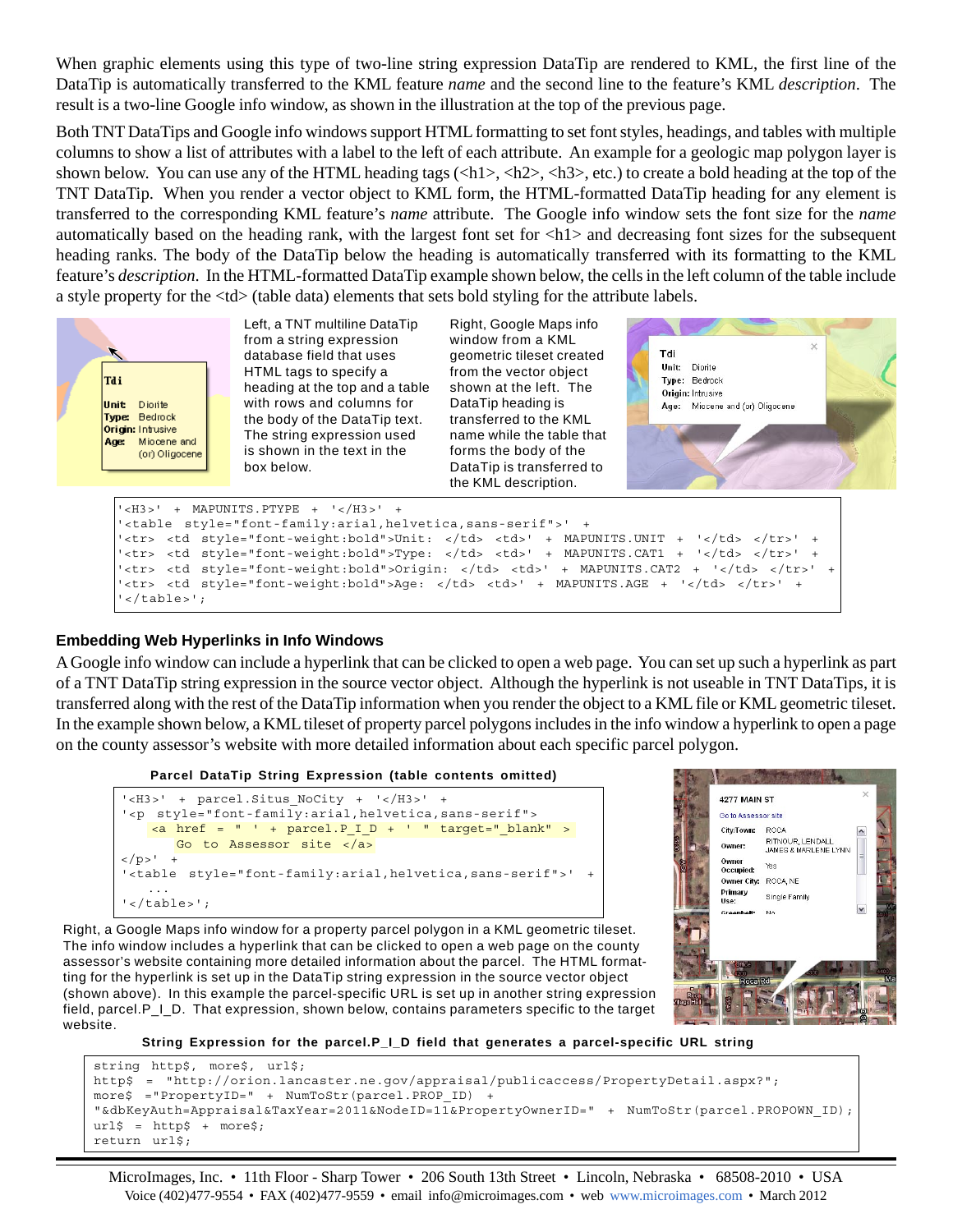When graphic elements using this type of two-line string expression DataTip are rendered to KML, the first line of the DataTip is automatically transferred to the KML feature *name* and the second line to the feature's KML *description*. The result is a two-line Google info window, as shown in the illustration at the top of the previous page.

Both TNT DataTips and Google info windows support HTML formatting to set font styles, headings, and tables with multiple columns to show a list of attributes with a label to the left of each attribute. An example for a geologic map polygon layer is shown below. You can use any of the HTML heading tags (<h1>, <h2>, <h3>, etc.) to create a bold heading at the top of the TNT DataTip. When you render a vector object to KML form, the HTML-formatted DataTip heading for any element is transferred to the corresponding KML feature's *name* attribute. The Google info window sets the font size for the *name* automatically based on the heading rank, with the largest font set for <h1> and decreasing font sizes for the subsequent heading ranks. The body of the DataTip below the heading is automatically transferred with its formatting to the KML feature's *description*. In the HTML-formatted DataTip example shown below, the cells in the left column of the table include a style property for the <td> (table data) elements that sets bold styling for the attribute labels.

Left, a TNT multiline DataTip from a string expression database field that uses HTML tags to specify a heading at the top and a table with rows and columns for the body of the DataTip text. The string expression used is shown in the text in the box below.

Right, Google Maps info window from a KML geometric tileset created from the vector object shown at the left. The DataTip heading is transferred to the KML name while the table that forms the body of the DataTip is transferred to the KML description.

```
'<H3>' + MAPUNITS.PTYPE + '</H3>' +
'<table style="font-family:arial,helvetica,sans-serif">' +
'<tr> <td style="font-weight:bold">Unit: </td> <td>' + MAPUNITS.UNIT + '</td> </tr>' +
'<tr> <td style="font-weight:bold">Type: </td> <td>' + MAPUNITS.CAT1 + '</td> </tr>' +
'<tr> <td style="font-weight:bold">Origin: </td> <td>' + MAPUNITS.CAT2 + '</td> </tr>' +
'<tr> <td style="font-weight:bold">Age: </td> <td>' + MAPUNITS.AGE + '</td> </tr>' +
'</table>';
```

## Embedding Web Hyperlinks in Info Windows

A Google info window can include a hyperlink that can be clicked to open a web page. You can set up such a hyperlink as part of a TNT DataTip string expression in the source vector object. Although the hyperlink is not useable in TNT DataTips, it is transferred along with the rest of the DataTip information when you render the object to a KML file or KML geometric tileset. In the example shown below, a KML tileset of property parcel polygons includes in the info window a hyperlink to open a page on the county assessor's website with more detailed information about each specific parcel polygon.

**Parcel DataTip String Expression (table contents omitted)**

```
'<H3>' + parcel.Situs_NoCity + '</H3>' +
'<p style="font-family:arial,helvetica,sans-serif">
    <a href = " ' + parcel.P_I_D + ' " target="_blank" >
      Go to Assessor site </a>
</p>' +
'<table style="font-family:arial,helvetica,sans-serif">' +
    ...
'</table>';
```

Right, a Google Maps info window for a property parcel polygon in a KML geometric tileset. The info window includes a hyperlink that can be clicked to open a web page on the county assessor's website containing more detailed information about the parcel. The HTML formatting for the hyperlink is set up in the DataTip string expression in the source vector object (shown above). In this example the parcel-specific URL is set up in another string expression field, parcel.P_I_D. That expression, shown below, contains parameters specific to the target website.

**String Expression for the parcel.P_I_D field that generates a parcel-specific URL string**

```
string http$, more$, url$;
http$ = "http://orion.lancaster.ne.gov/appraisal/publicaccess/PropertyDetail.aspx?";
more$ ="PropertyID=" + NumToStr(parcel.PROP_ID) +
"&dbKeyAuth=Appraisal&TaxYear=2011&NodeID=11&PropertyOwnerID=" + NumToStr(parcel.PROPOWN_ID);
url$ = http$ + more$;
return url$;
```

MicroImages, Inc. • 11th Floor - Sharp Tower • 206 South 13th Street • Lincoln, Nebraska • 68508-2010 • USA
Voice (402)477-9554 • FAX (402)477-9559 • email info@microimages.com • web www.microimages.com • March 2012